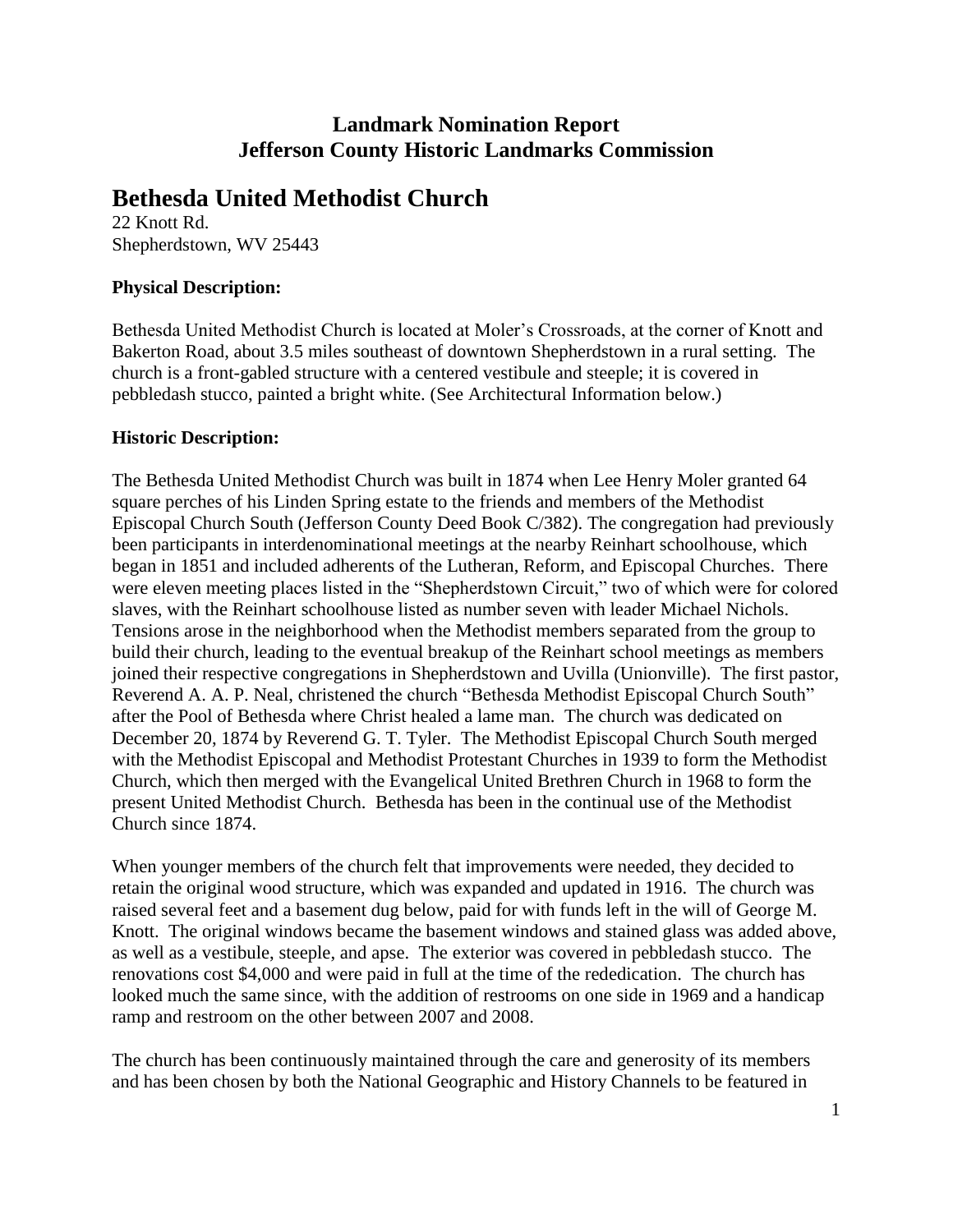**Landmark Nomination Report**
**Jefferson County Historic Landmarks Commission**

# Bethesda United Methodist Church

22 Knott Rd.
Shepherdstown, WV 25443

**Physical Description:**

Bethesda United Methodist Church is located at Moler's Crossroads, at the corner of Knott and Bakerton Road, about 3.5 miles southeast of downtown Shepherdstown in a rural setting. The church is a front-gabled structure with a centered vestibule and steeple; it is covered in pebbledash stucco, painted a bright white. (See Architectural Information below.)

**Historic Description:**

The Bethesda United Methodist Church was built in 1874 when Lee Henry Moler granted 64 square perches of his Linden Spring estate to the friends and members of the Methodist Episcopal Church South (Jefferson County Deed Book C/382). The congregation had previously been participants in interdenominational meetings at the nearby Reinhart schoolhouse, which began in 1851 and included adherents of the Lutheran, Reform, and Episcopal Churches. There were eleven meeting places listed in the "Shepherdstown Circuit," two of which were for colored slaves, with the Reinhart schoolhouse listed as number seven with leader Michael Nichols. Tensions arose in the neighborhood when the Methodist members separated from the group to build their church, leading to the eventual breakup of the Reinhart school meetings as members joined their respective congregations in Shepherdstown and Uvilla (Unionville). The first pastor, Reverend A. A. P. Neal, christened the church "Bethesda Methodist Episcopal Church South" after the Pool of Bethesda where Christ healed a lame man. The church was dedicated on December 20, 1874 by Reverend G. T. Tyler. The Methodist Episcopal Church South merged with the Methodist Episcopal and Methodist Protestant Churches in 1939 to form the Methodist Church, which then merged with the Evangelical United Brethren Church in 1968 to form the present United Methodist Church. Bethesda has been in the continual use of the Methodist Church since 1874.

When younger members of the church felt that improvements were needed, they decided to retain the original wood structure, which was expanded and updated in 1916. The church was raised several feet and a basement dug below, paid for with funds left in the will of George M. Knott. The original windows became the basement windows and stained glass was added above, as well as a vestibule, steeple, and apse. The exterior was covered in pebbledash stucco. The renovations cost $4,000 and were paid in full at the time of the rededication. The church has looked much the same since, with the addition of restrooms on one side in 1969 and a handicap ramp and restroom on the other between 2007 and 2008.

The church has been continuously maintained through the care and generosity of its members and has been chosen by both the National Geographic and History Channels to be featured in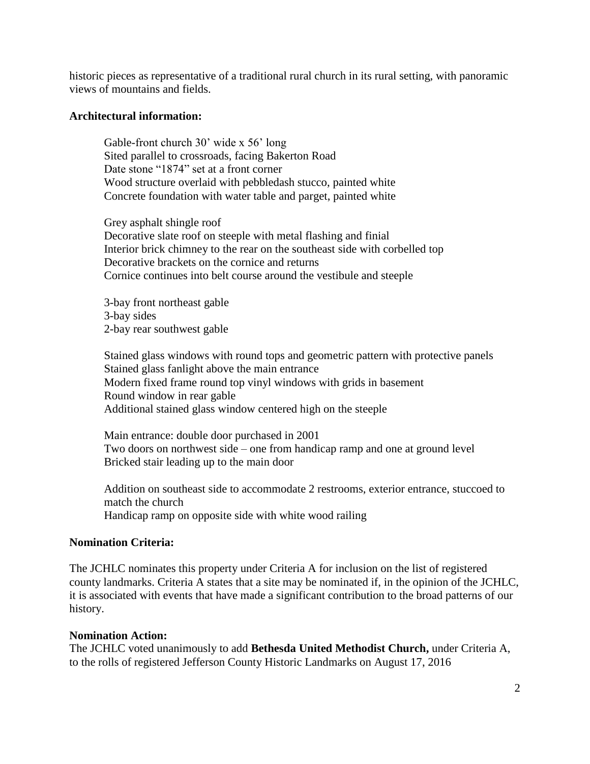historic pieces as representative of a traditional rural church in its rural setting, with panoramic views of mountains and fields.

**Architectural information:**

Gable-front church 30' wide x 56' long
Sited parallel to crossroads, facing Bakerton Road
Date stone "1874" set at a front corner
Wood structure overlaid with pebbledash stucco, painted white
Concrete foundation with water table and parget, painted white

Grey asphalt shingle roof
Decorative slate roof on steeple with metal flashing and finial
Interior brick chimney to the rear on the southeast side with corbelled top
Decorative brackets on the cornice and returns
Cornice continues into belt course around the vestibule and steeple

3-bay front northeast gable
3-bay sides
2-bay rear southwest gable

Stained glass windows with round tops and geometric pattern with protective panels
Stained glass fanlight above the main entrance
Modern fixed frame round top vinyl windows with grids in basement
Round window in rear gable
Additional stained glass window centered high on the steeple

Main entrance: double door purchased in 2001
Two doors on northwest side – one from handicap ramp and one at ground level
Bricked stair leading up to the main door

Addition on southeast side to accommodate 2 restrooms, exterior entrance, stuccoed to match the church
Handicap ramp on opposite side with white wood railing

**Nomination Criteria:**

The JCHLC nominates this property under Criteria A for inclusion on the list of registered county landmarks. Criteria A states that a site may be nominated if, in the opinion of the JCHLC, it is associated with events that have made a significant contribution to the broad patterns of our history.

**Nomination Action:**

The JCHLC voted unanimously to add **Bethesda United Methodist Church,** under Criteria A, to the rolls of registered Jefferson County Historic Landmarks on August 17, 2016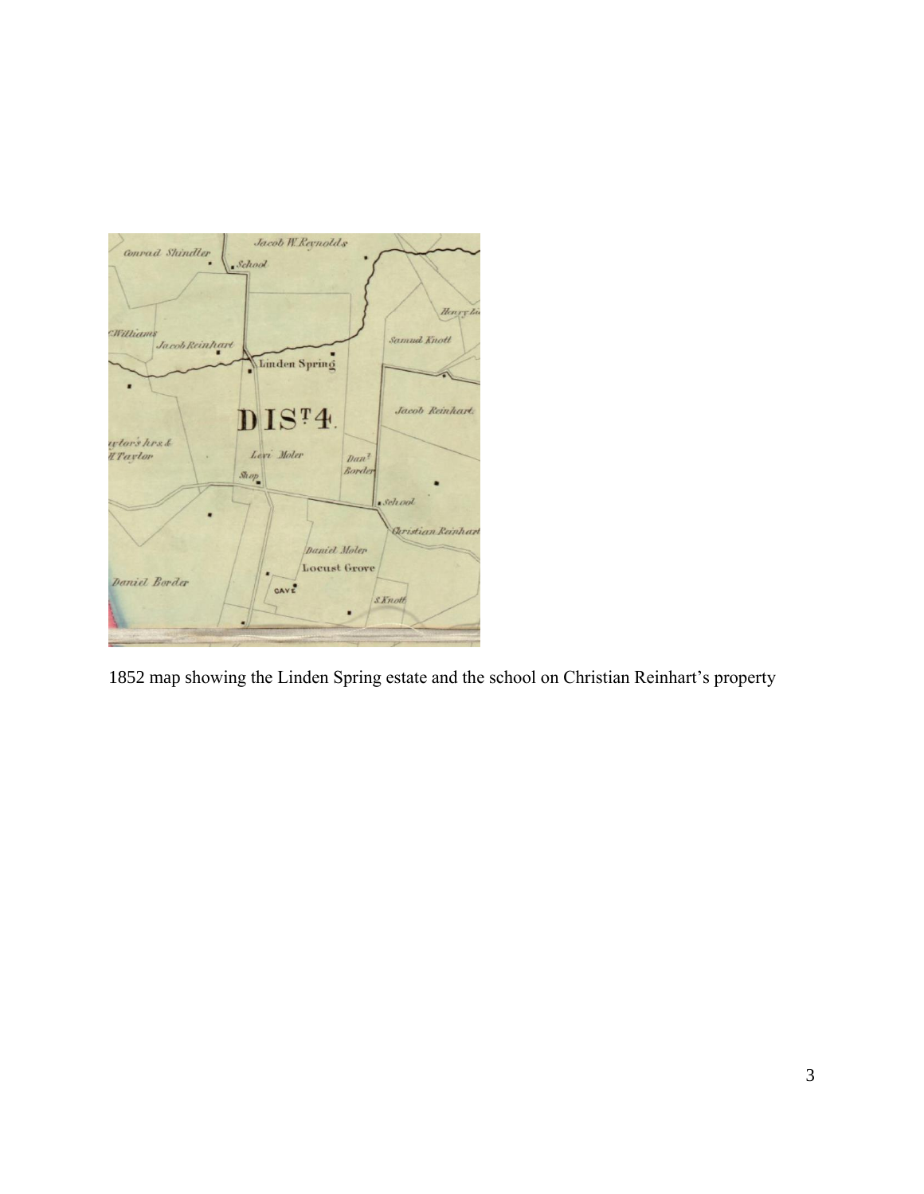1852 map showing the Linden Spring estate and the school on Christian Reinhart's property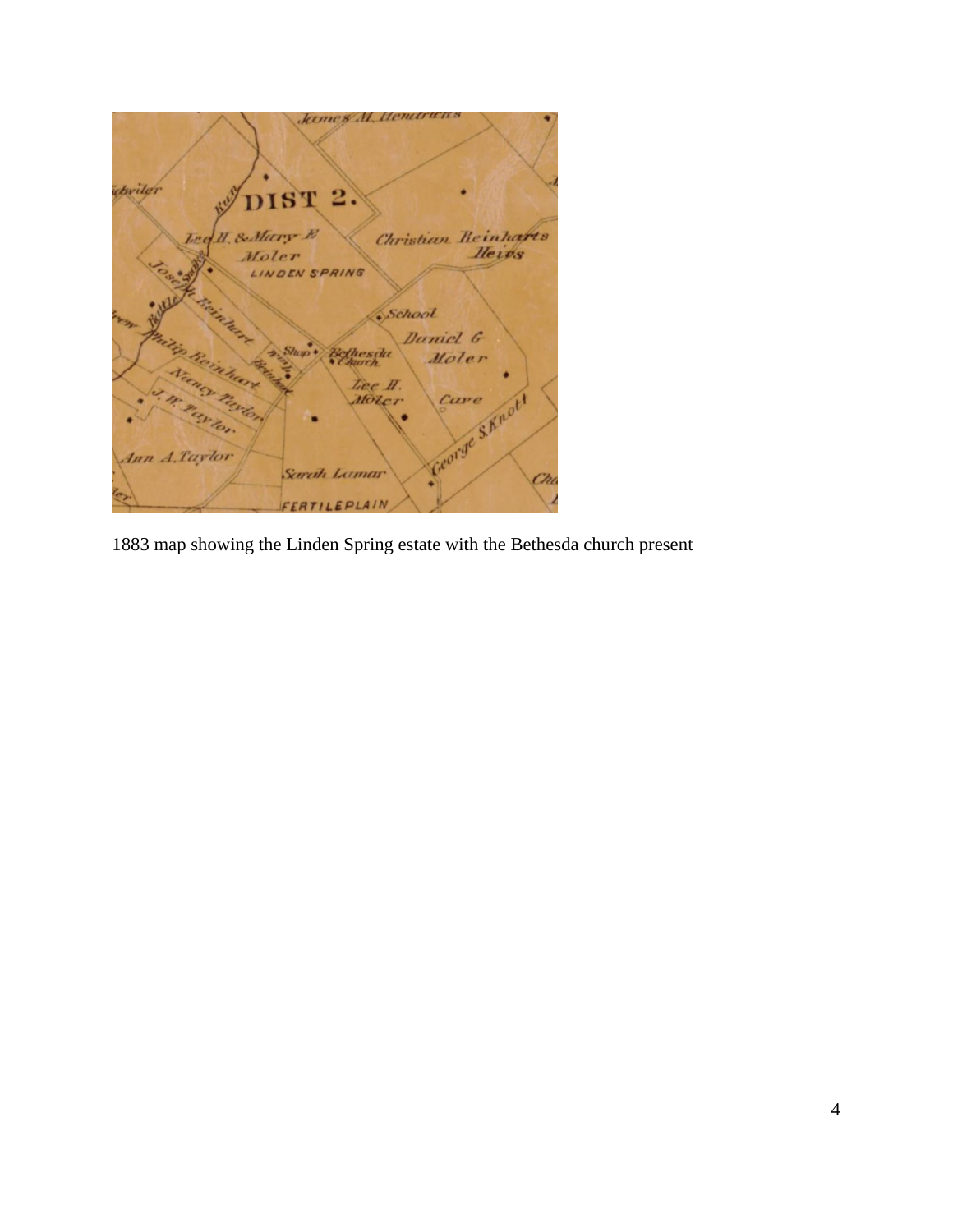1883 map showing the Linden Spring estate with the Bethesda church present